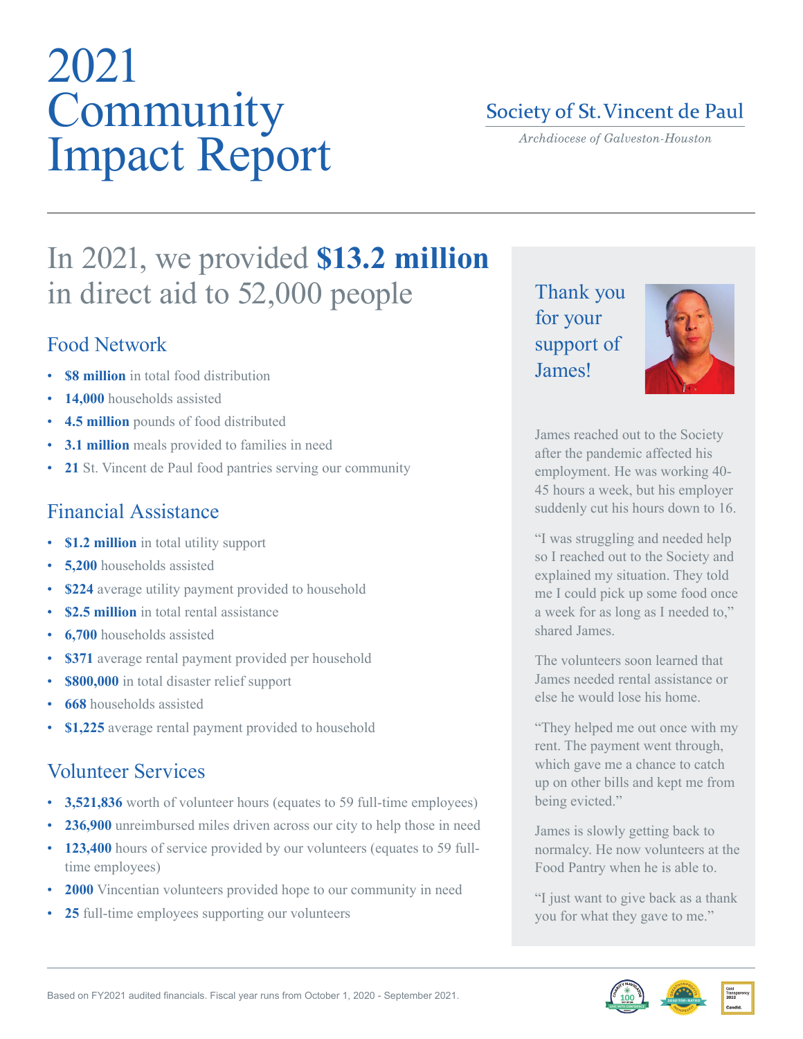# 2021 Community Impact Report

Society of St. Vincent de Paul

*Archdiocese of Galveston-Houston*

## In 2021, we provided **$13.2 million** in direct aid to 52,000 people

### Food Network

- **$8 million** in total food distribution
- **14,000** households assisted
- **4.5 million** pounds of food distributed
- **3.1 million** meals provided to families in need
- **21** St. Vincent de Paul food pantries serving our community

### Financial Assistance

- **$1.2 million** in total utility support
- **5,200** households assisted
- **$224** average utility payment provided to household
- **$2.5 million** in total rental assistance
- **6,700** households assisted
- **$371** average rental payment provided per household
- **$800,000** in total disaster relief support
- **668** households assisted
- **$1,225** average rental payment provided to household

### Volunteer Services

- **3,521,836** worth of volunteer hours (equates to 59 full-time employees)
- **236,900** unreimbursed miles driven across our city to help those in need
- **123,400** hours of service provided by our volunteers (equates to 59 full-time employees)
- **2000** Vincentian volunteers provided hope to our community in need
- **25** full-time employees supporting our volunteers

## Thank you for your support of James!

James reached out to the Society after the pandemic affected his employment. He was working 40-45 hours a week, but his employer suddenly cut his hours down to 16.

"I was struggling and needed help so I reached out to the Society and explained my situation. They told me I could pick up some food once a week for as long as I needed to," shared James.

The volunteers soon learned that James needed rental assistance or else he would lose his home.

"They helped me out once with my rent. The payment went through, which gave me a chance to catch up on other bills and kept me from being evicted."

James is slowly getting back to normalcy. He now volunteers at the Food Pantry when he is able to.

"I just want to give back as a thank you for what they gave to me."

Based on FY2021 audited financials. Fiscal year runs from October 1, 2020 - September 2021.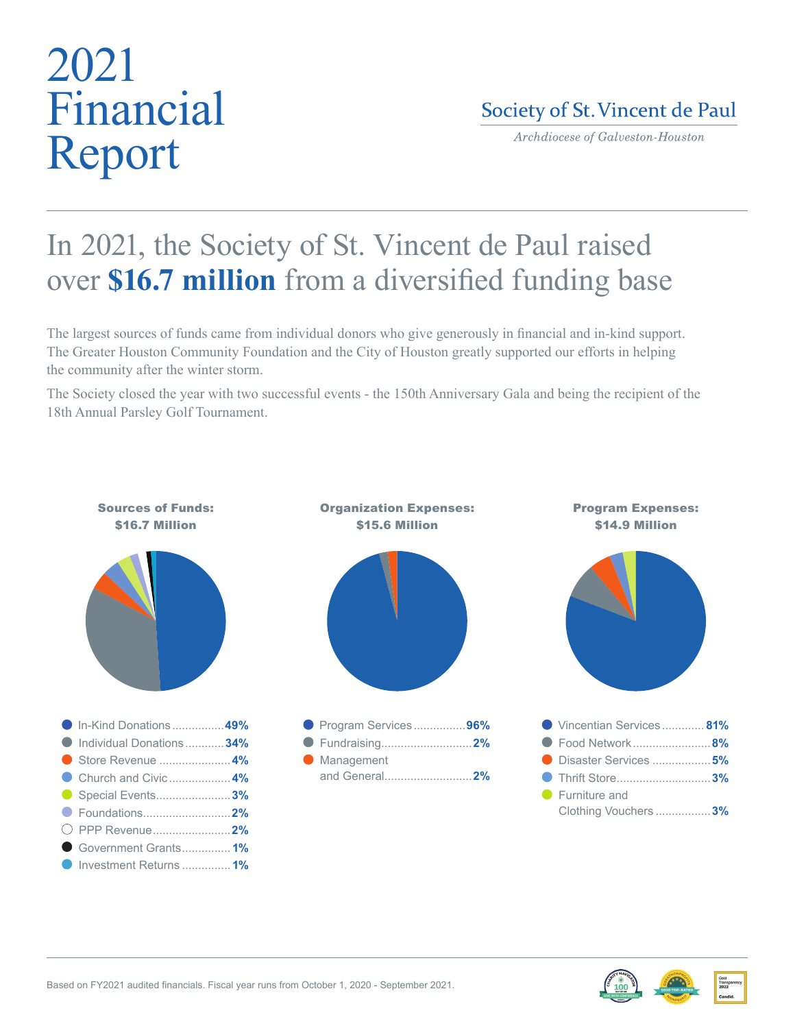# 2021 Financial Report

Society of St. Vincent de Paul

*Archdiocese of Galveston-Houston*

## In 2021, the Society of St. Vincent de Paul raised over **$16.7 million** from a diversified funding base

The largest sources of funds came from individual donors who give generously in financial and in-kind support. The Greater Houston Community Foundation and the City of Houston greatly supported our efforts in helping the community after the winter storm.

The Society closed the year with two successful events - the 150th Anniversary Gala and being the recipient of the 18th Annual Parsley Golf Tournament.

**Sources of Funds: $16.7 Million**

- In-Kind Donations 49%
- Individual Donations 34%
- Store Revenue 4%
- Church and Civic 4%
- Special Events 3%
- Foundations 2%
- PPP Revenue 2%
- Government Grants 1%
- Investment Returns 1%

**Organization Expenses: $15.6 Million**

- Program Services 96%
- Fundraising 2%
- Management and General 2%

**Program Expenses: $14.9 Million**

- Vincentian Services 81%
- Food Network 8%
- Disaster Services 5%
- Thrift Store 3%
- Furniture and Clothing Vouchers 3%

Based on FY2021 audited financials. Fiscal year runs from October 1, 2020 - September 2021.